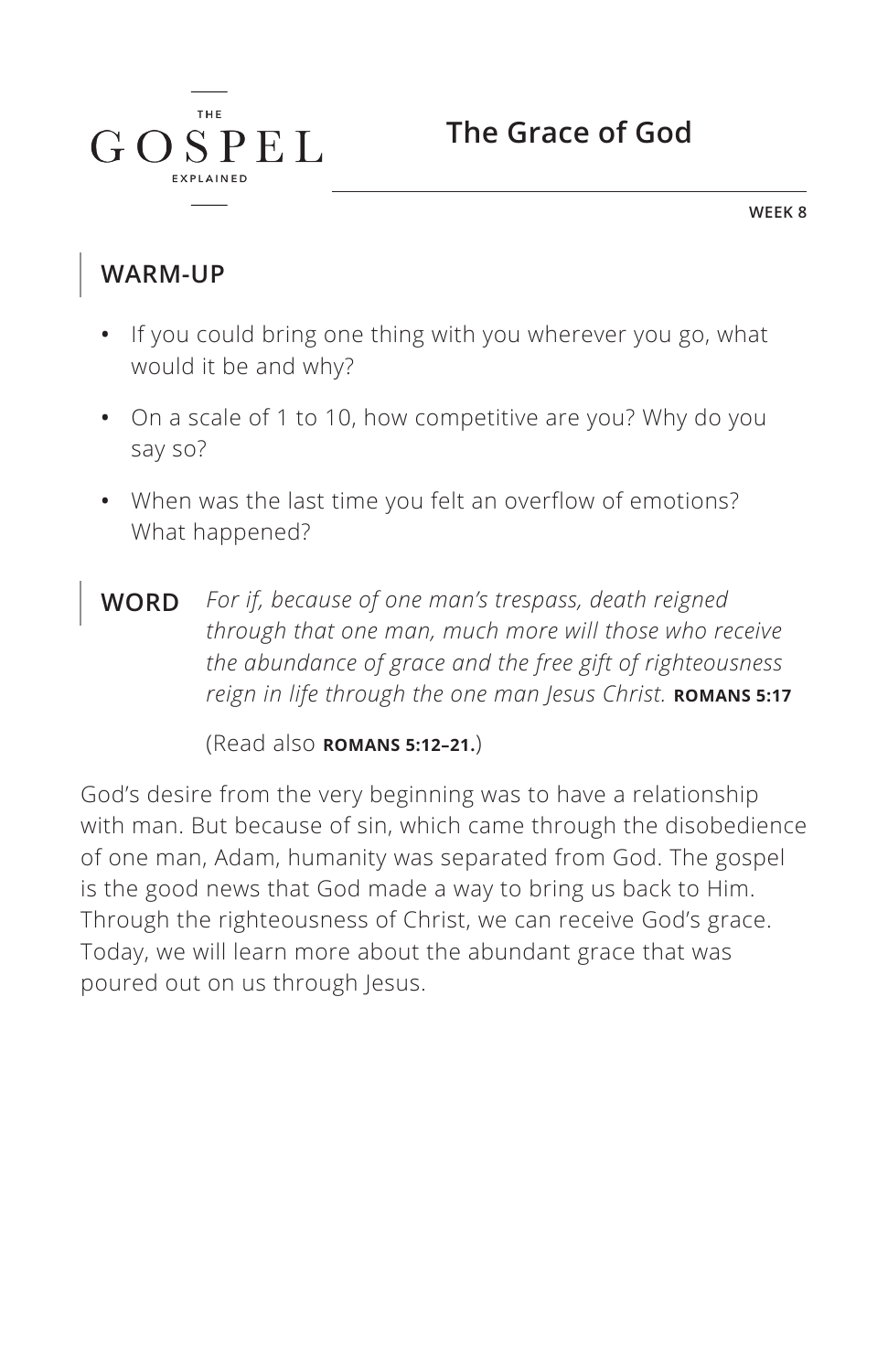THE

GOSPEL

EXPLAINED

# The Grace of God

**WEEK 8**

## WARM-UP

- If you could bring one thing with you wherever you go, what would it be and why?
- On a scale of 1 to 10, how competitive are you? Why do you say so?
- When was the last time you felt an overflow of emotions? What happened?

**WORD** *For if, because of one man's trespass, death reigned through that one man, much more will those who receive the abundance of grace and the free gift of righteousness reign in life through the one man Jesus Christ.* **ROMANS 5:17**

(Read also **ROMANS 5:12–21.**)

God's desire from the very beginning was to have a relationship with man. But because of sin, which came through the disobedience of one man, Adam, humanity was separated from God. The gospel is the good news that God made a way to bring us back to Him. Through the righteousness of Christ, we can receive God's grace. Today, we will learn more about the abundant grace that was poured out on us through Jesus.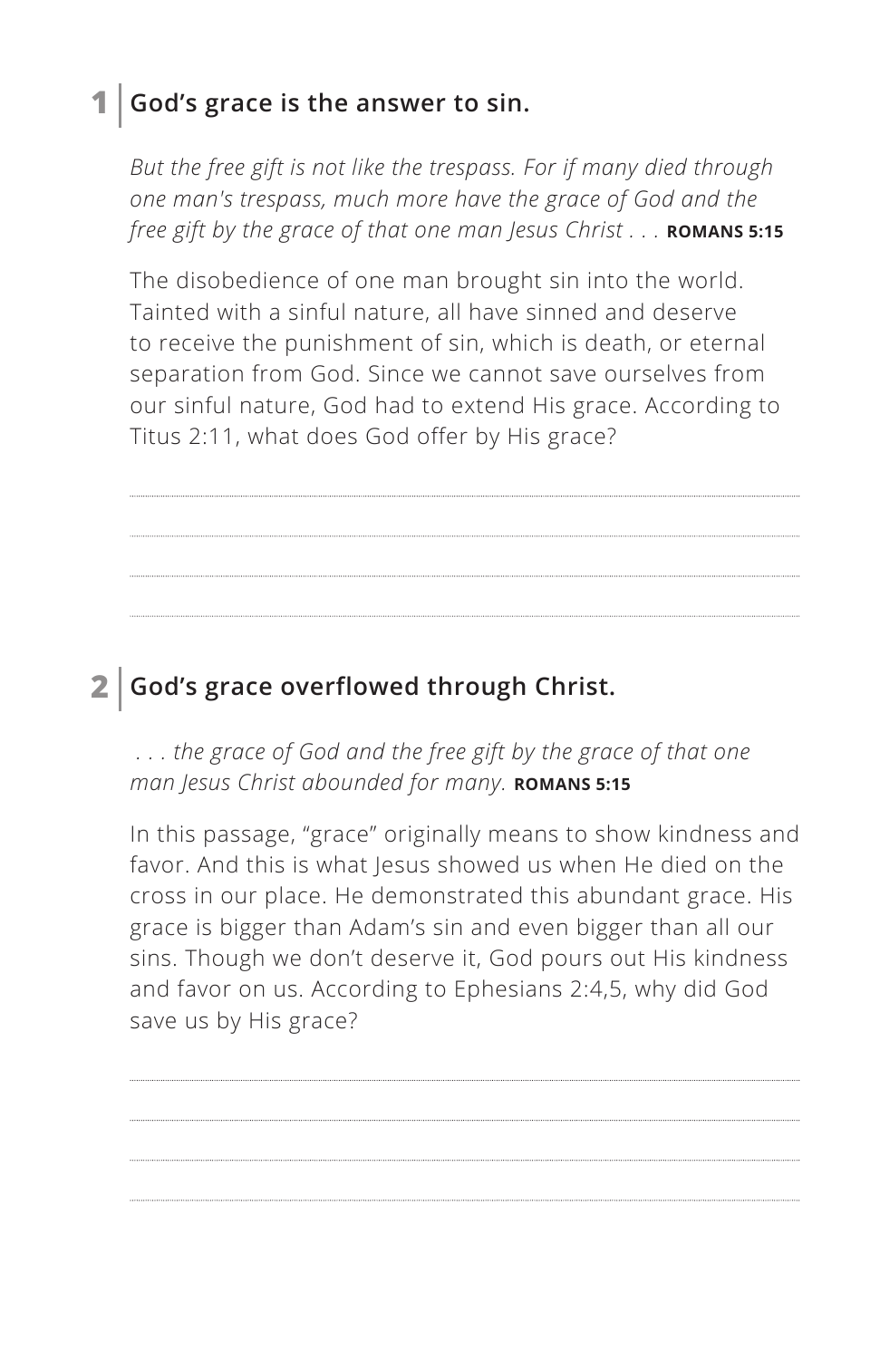## 1 | God's grace is the answer to sin.

*But the free gift is not like the trespass. For if many died through one man's trespass, much more have the grace of God and the free gift by the grace of that one man Jesus Christ . . .* **ROMANS 5:15**

The disobedience of one man brought sin into the world. Tainted with a sinful nature, all have sinned and deserve to receive the punishment of sin, which is death, or eternal separation from God. Since we cannot save ourselves from our sinful nature, God had to extend His grace. According to Titus 2:11, what does God offer by His grace?

## 2 | God's grace overflowed through Christ.

*. . . the grace of God and the free gift by the grace of that one man Jesus Christ abounded for many.* **ROMANS 5:15**

In this passage, "grace" originally means to show kindness and favor. And this is what Jesus showed us when He died on the cross in our place. He demonstrated this abundant grace. His grace is bigger than Adam's sin and even bigger than all our sins. Though we don't deserve it, God pours out His kindness and favor on us. According to Ephesians 2:4,5, why did God save us by His grace?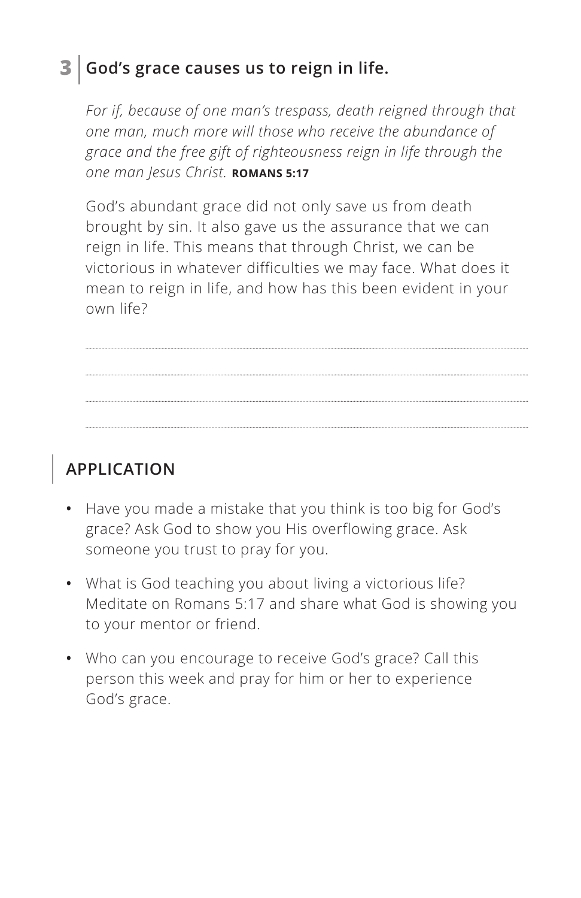## 3 | God's grace causes us to reign in life.

*For if, because of one man's trespass, death reigned through that one man, much more will those who receive the abundance of grace and the free gift of righteousness reign in life through the one man Jesus Christ.* **ROMANS 5:17**

God's abundant grace did not only save us from death brought by sin. It also gave us the assurance that we can reign in life. This means that through Christ, we can be victorious in whatever difficulties we may face. What does it mean to reign in life, and how has this been evident in your own life?

## APPLICATION

- Have you made a mistake that you think is too big for God's grace? Ask God to show you His overflowing grace. Ask someone you trust to pray for you.
- What is God teaching you about living a victorious life? Meditate on Romans 5:17 and share what God is showing you to your mentor or friend.
- Who can you encourage to receive God's grace? Call this person this week and pray for him or her to experience God's grace.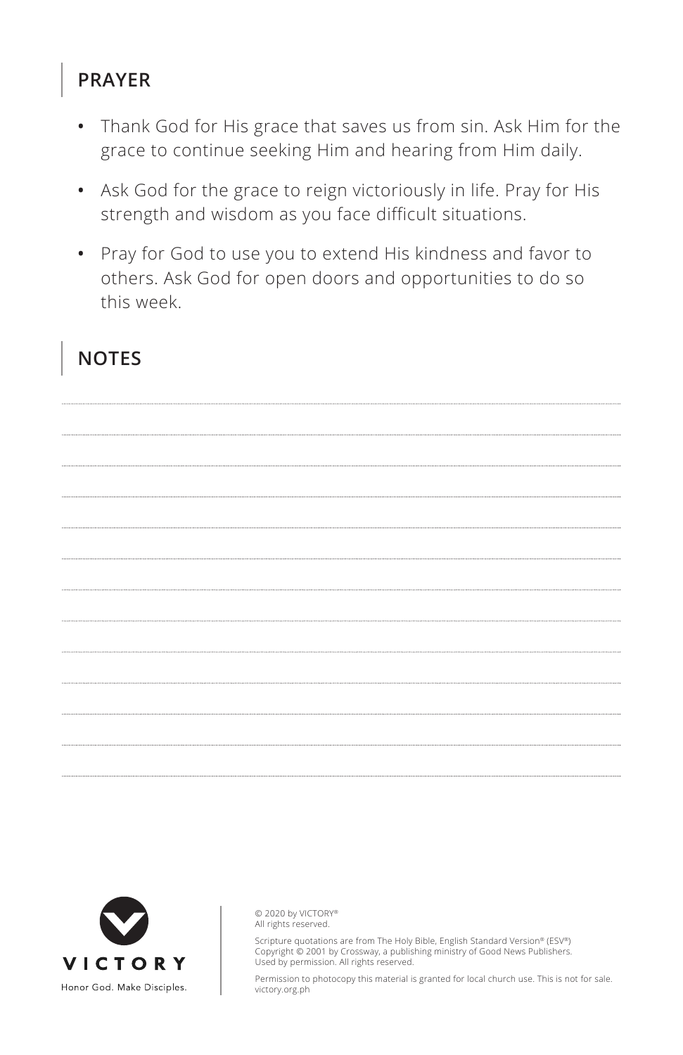## PRAYER

- Thank God for His grace that saves us from sin. Ask Him for the grace to continue seeking Him and hearing from Him daily.
- Ask God for the grace to reign victoriously in life. Pray for His strength and wisdom as you face difficult situations.
- Pray for God to use you to extend His kindness and favor to others. Ask God for open doors and opportunities to do so this week.

## NOTES

VICTORY

Honor God. Make Disciples.

© 2020 by VICTORY®
All rights reserved.

Scripture quotations are from The Holy Bible, English Standard Version® (ESV®) Copyright © 2001 by Crossway, a publishing ministry of Good News Publishers. Used by permission. All rights reserved.

Permission to photocopy this material is granted for local church use. This is not for sale.
victory.org.ph